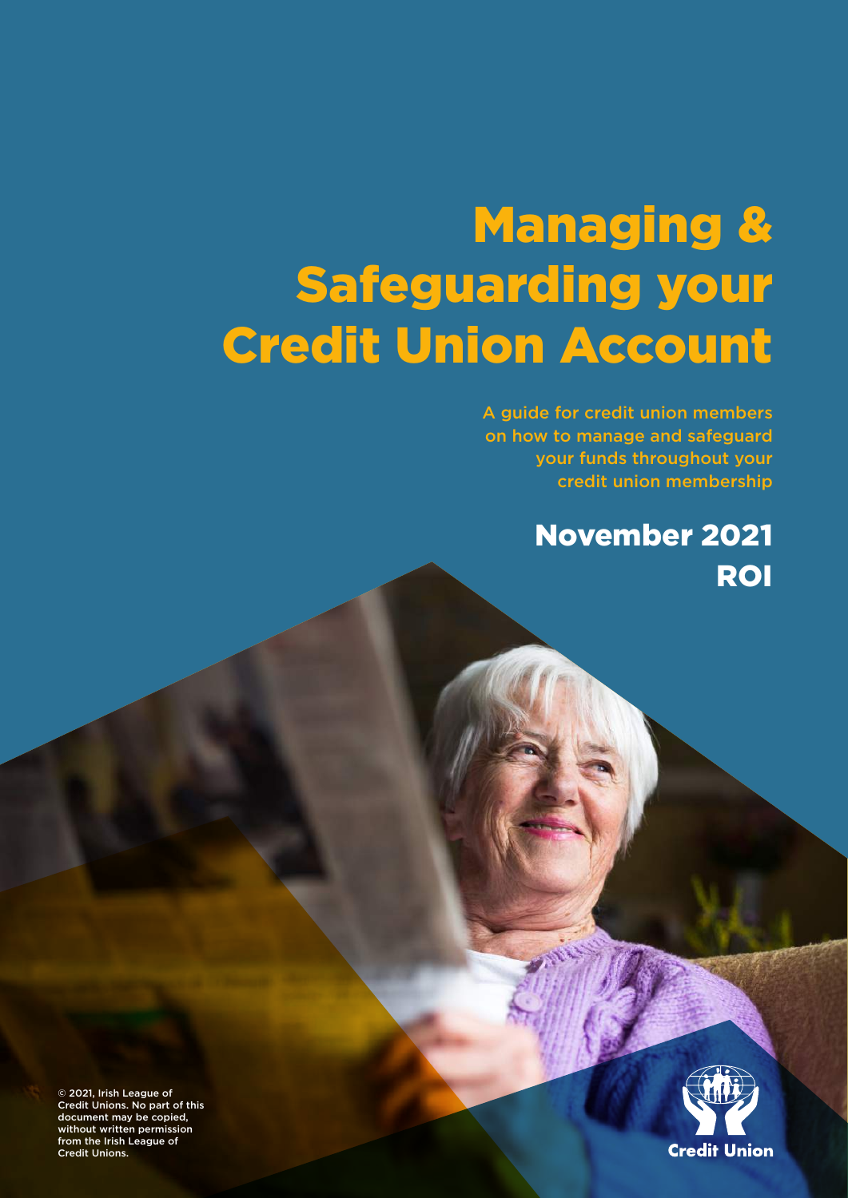# Managing & Safeguarding your Credit Union Account

A guide for credit union members on how to manage and safeguard your funds throughout your credit union membership

## November 2021
## ROI

© 2021, Irish League of Credit Unions. No part of this document may be copied, without written permission from the Irish League of Credit Unions.

Credit Union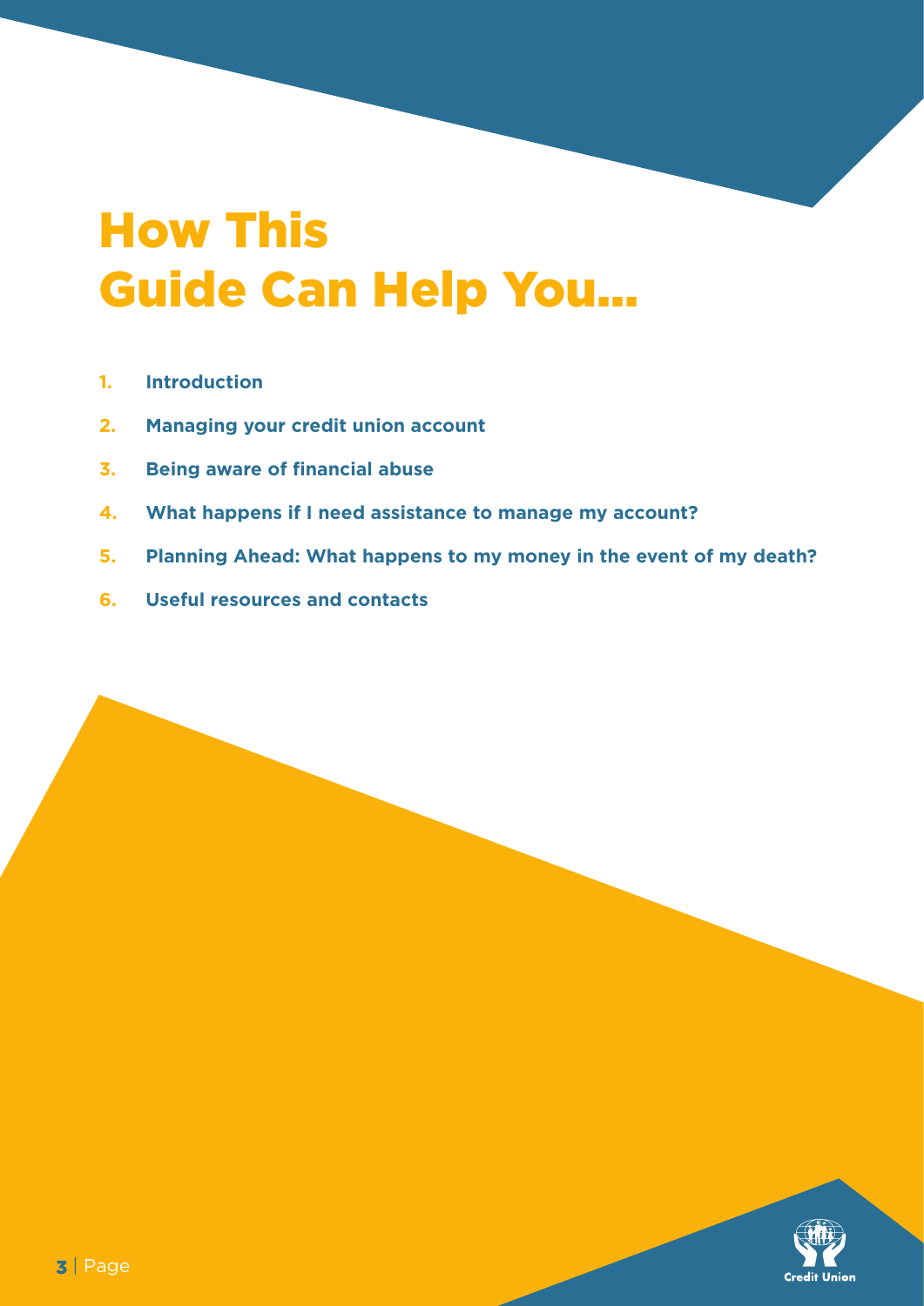# How This Guide Can Help You...

1. **Introduction**
2. **Managing your credit union account**
3. **Being aware of financial abuse**
4. **What happens if I need assistance to manage my account?**
5. **Planning Ahead: What happens to my money in the event of my death?**
6. **Useful resources and contacts**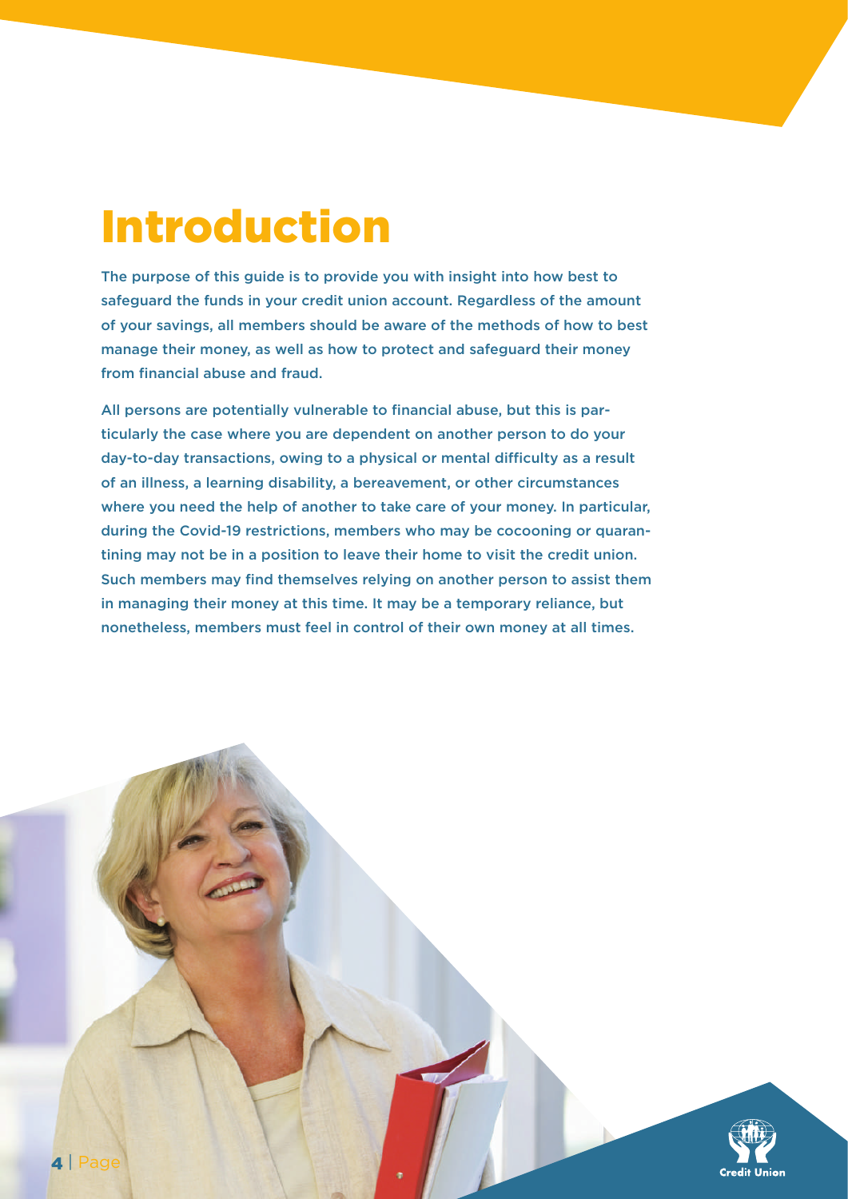# Introduction

The purpose of this guide is to provide you with insight into how best to safeguard the funds in your credit union account. Regardless of the amount of your savings, all members should be aware of the methods of how to best manage their money, as well as how to protect and safeguard their money from financial abuse and fraud.

All persons are potentially vulnerable to financial abuse, but this is particularly the case where you are dependent on another person to do your day-to-day transactions, owing to a physical or mental difficulty as a result of an illness, a learning disability, a bereavement, or other circumstances where you need the help of another to take care of your money. In particular, during the Covid-19 restrictions, members who may be cocooning or quarantining may not be in a position to leave their home to visit the credit union. Such members may find themselves relying on another person to assist them in managing their money at this time. It may be a temporary reliance, but nonetheless, members must feel in control of their own money at all times.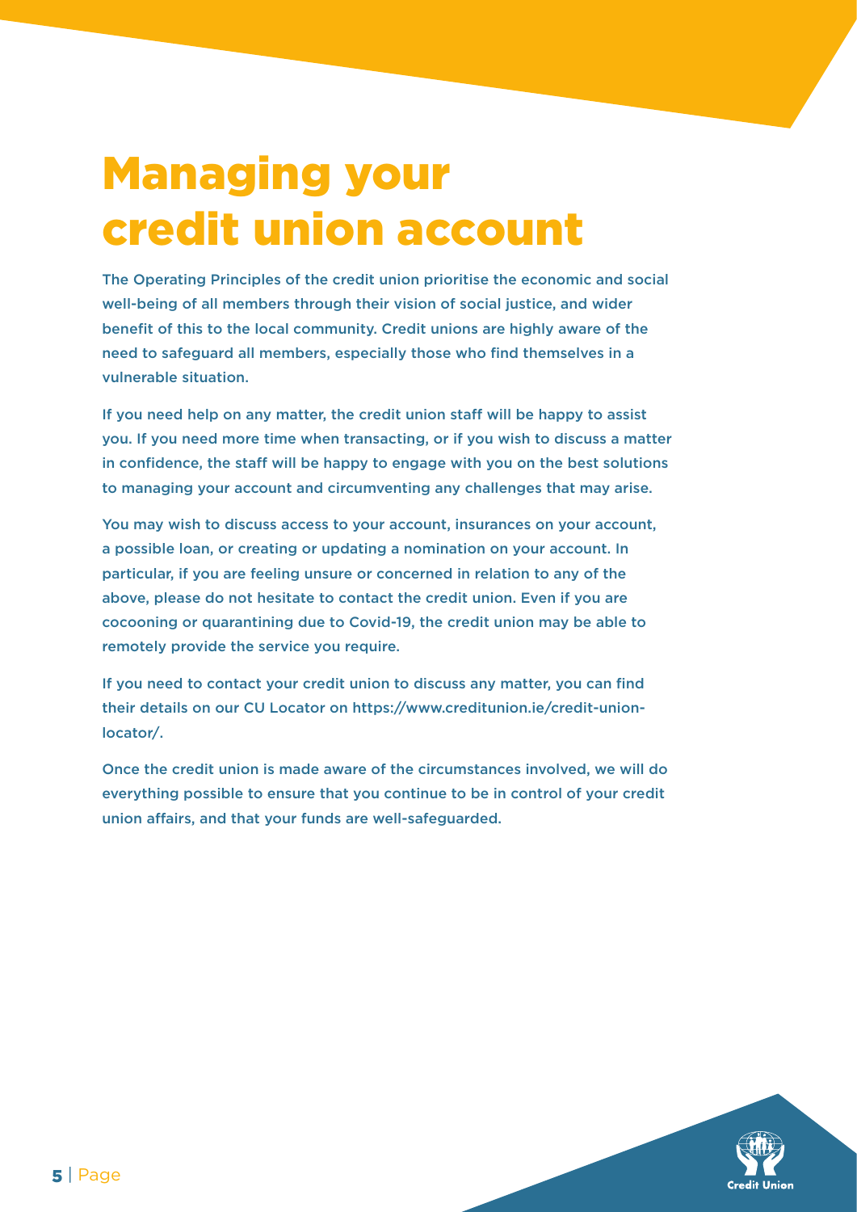# Managing your credit union account

The Operating Principles of the credit union prioritise the economic and social well-being of all members through their vision of social justice, and wider benefit of this to the local community. Credit unions are highly aware of the need to safeguard all members, especially those who find themselves in a vulnerable situation.

If you need help on any matter, the credit union staff will be happy to assist you. If you need more time when transacting, or if you wish to discuss a matter in confidence, the staff will be happy to engage with you on the best solutions to managing your account and circumventing any challenges that may arise.

You may wish to discuss access to your account, insurances on your account, a possible loan, or creating or updating a nomination on your account. In particular, if you are feeling unsure or concerned in relation to any of the above, please do not hesitate to contact the credit union. Even if you are cocooning or quarantining due to Covid-19, the credit union may be able to remotely provide the service you require.

If you need to contact your credit union to discuss any matter, you can find their details on our CU Locator on https://www.creditunion.ie/credit-union-locator/.

Once the credit union is made aware of the circumstances involved, we will do everything possible to ensure that you continue to be in control of your credit union affairs, and that your funds are well-safeguarded.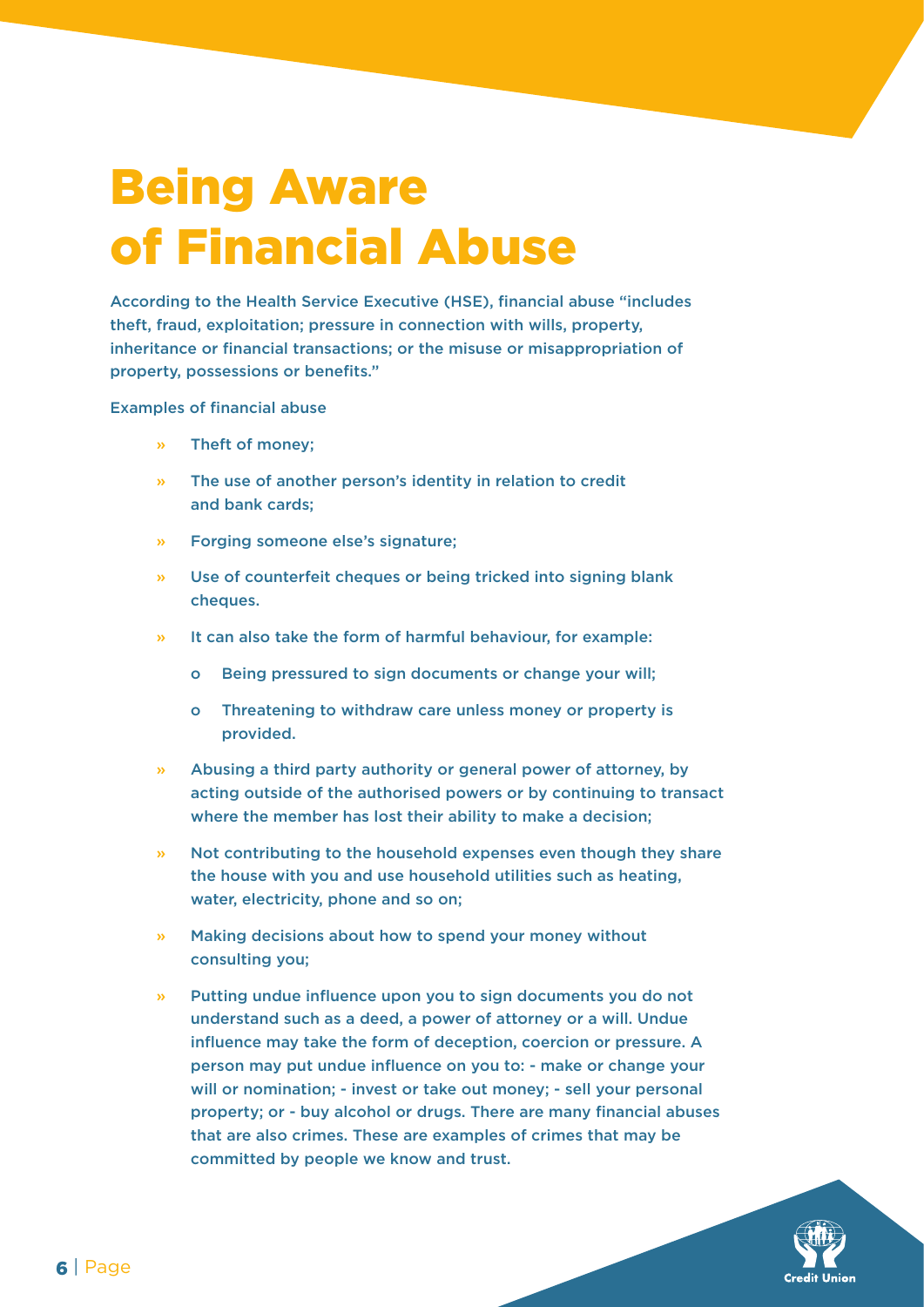# Being Aware of Financial Abuse

According to the Health Service Executive (HSE), financial abuse "includes theft, fraud, exploitation; pressure in connection with wills, property, inheritance or financial transactions; or the misuse or misappropriation of property, possessions or benefits."

Examples of financial abuse

- Theft of money;
- The use of another person's identity in relation to credit and bank cards;
- Forging someone else's signature;
- Use of counterfeit cheques or being tricked into signing blank cheques.
- It can also take the form of harmful behaviour, for example:
  - Being pressured to sign documents or change your will;
  - Threatening to withdraw care unless money or property is provided.
- Abusing a third party authority or general power of attorney, by acting outside of the authorised powers or by continuing to transact where the member has lost their ability to make a decision;
- Not contributing to the household expenses even though they share the house with you and use household utilities such as heating, water, electricity, phone and so on;
- Making decisions about how to spend your money without consulting you;
- Putting undue influence upon you to sign documents you do not understand such as a deed, a power of attorney or a will. Undue influence may take the form of deception, coercion or pressure. A person may put undue influence on you to: - make or change your will or nomination; - invest or take out money; - sell your personal property; or - buy alcohol or drugs. There are many financial abuses that are also crimes. These are examples of crimes that may be committed by people we know and trust.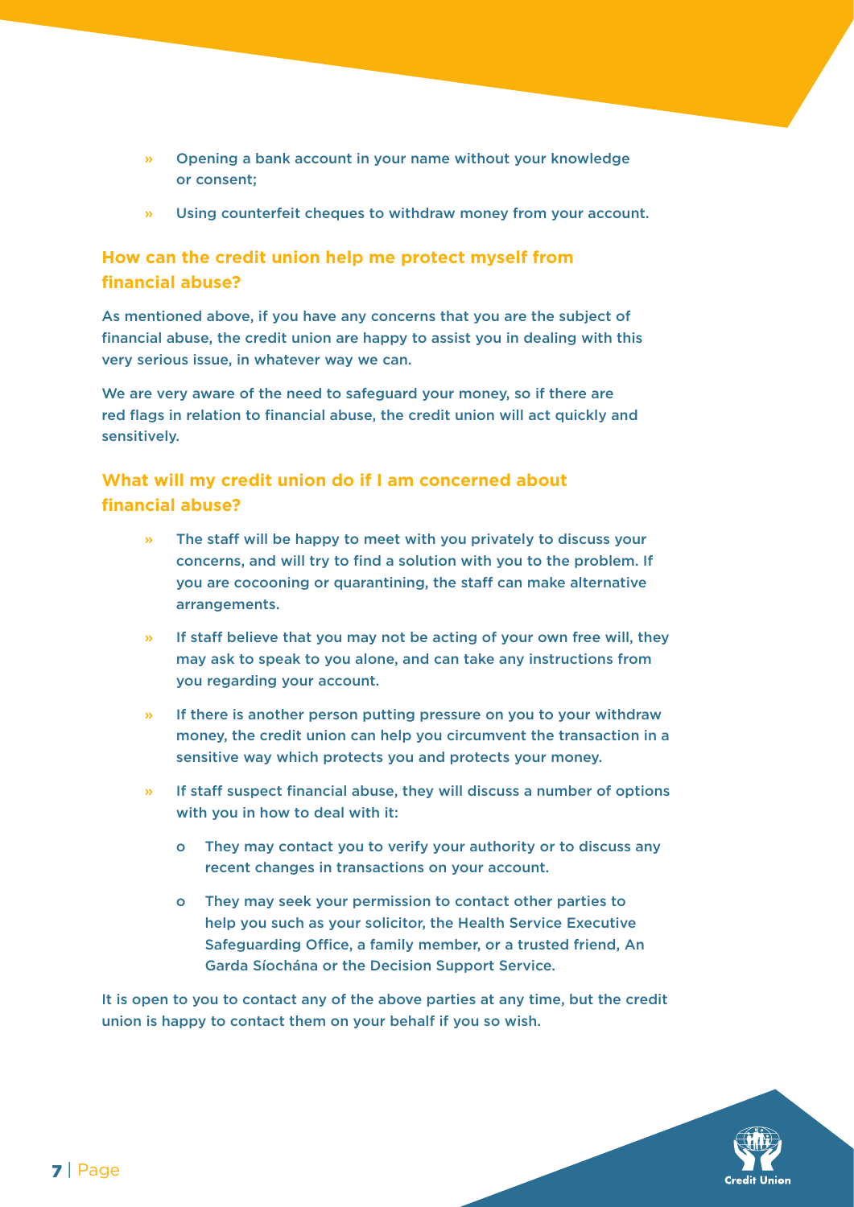- Opening a bank account in your name without your knowledge or consent;
- Using counterfeit cheques to withdraw money from your account.

## How can the credit union help me protect myself from financial abuse?

As mentioned above, if you have any concerns that you are the subject of financial abuse, the credit union are happy to assist you in dealing with this very serious issue, in whatever way we can.

We are very aware of the need to safeguard your money, so if there are red flags in relation to financial abuse, the credit union will act quickly and sensitively.

## What will my credit union do if I am concerned about financial abuse?

- The staff will be happy to meet with you privately to discuss your concerns, and will try to find a solution with you to the problem. If you are cocooning or quarantining, the staff can make alternative arrangements.
- If staff believe that you may not be acting of your own free will, they may ask to speak to you alone, and can take any instructions from you regarding your account.
- If there is another person putting pressure on you to your withdraw money, the credit union can help you circumvent the transaction in a sensitive way which protects you and protects your money.
- If staff suspect financial abuse, they will discuss a number of options with you in how to deal with it:
  - They may contact you to verify your authority or to discuss any recent changes in transactions on your account.
  - They may seek your permission to contact other parties to help you such as your solicitor, the Health Service Executive Safeguarding Office, a family member, or a trusted friend, An Garda Síochána or the Decision Support Service.

It is open to you to contact any of the above parties at any time, but the credit union is happy to contact them on your behalf if you so wish.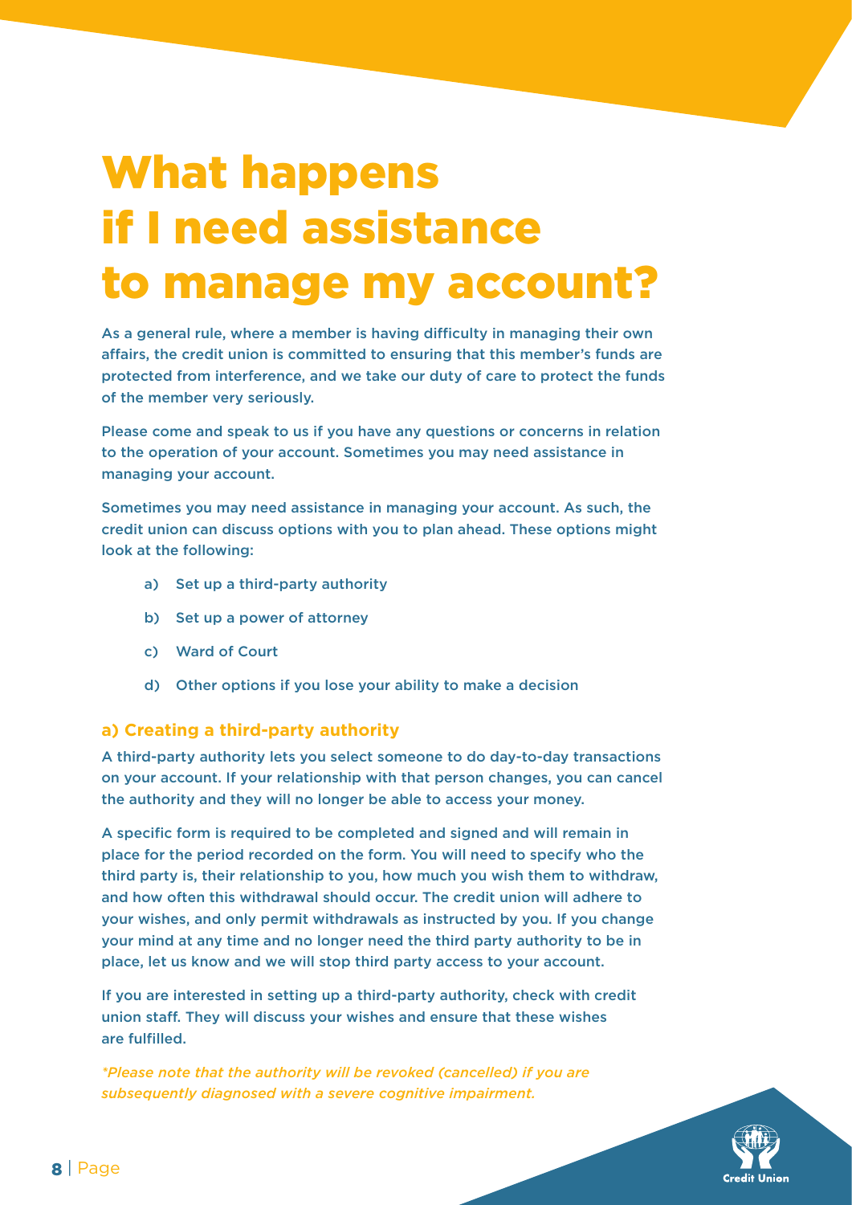# What happens if I need assistance to manage my account?

As a general rule, where a member is having difficulty in managing their own affairs, the credit union is committed to ensuring that this member's funds are protected from interference, and we take our duty of care to protect the funds of the member very seriously.

Please come and speak to us if you have any questions or concerns in relation to the operation of your account. Sometimes you may need assistance in managing your account.

Sometimes you may need assistance in managing your account. As such, the credit union can discuss options with you to plan ahead. These options might look at the following:

a) Set up a third-party authority

b) Set up a power of attorney

c) Ward of Court

d) Other options if you lose your ability to make a decision

### a) Creating a third-party authority

A third-party authority lets you select someone to do day-to-day transactions on your account. If your relationship with that person changes, you can cancel the authority and they will no longer be able to access your money.

A specific form is required to be completed and signed and will remain in place for the period recorded on the form. You will need to specify who the third party is, their relationship to you, how much you wish them to withdraw, and how often this withdrawal should occur. The credit union will adhere to your wishes, and only permit withdrawals as instructed by you. If you change your mind at any time and no longer need the third party authority to be in place, let us know and we will stop third party access to your account.

If you are interested in setting up a third-party authority, check with credit union staff. They will discuss your wishes and ensure that these wishes are fulfilled.

*\*Please note that the authority will be revoked (cancelled) if you are subsequently diagnosed with a severe cognitive impairment.*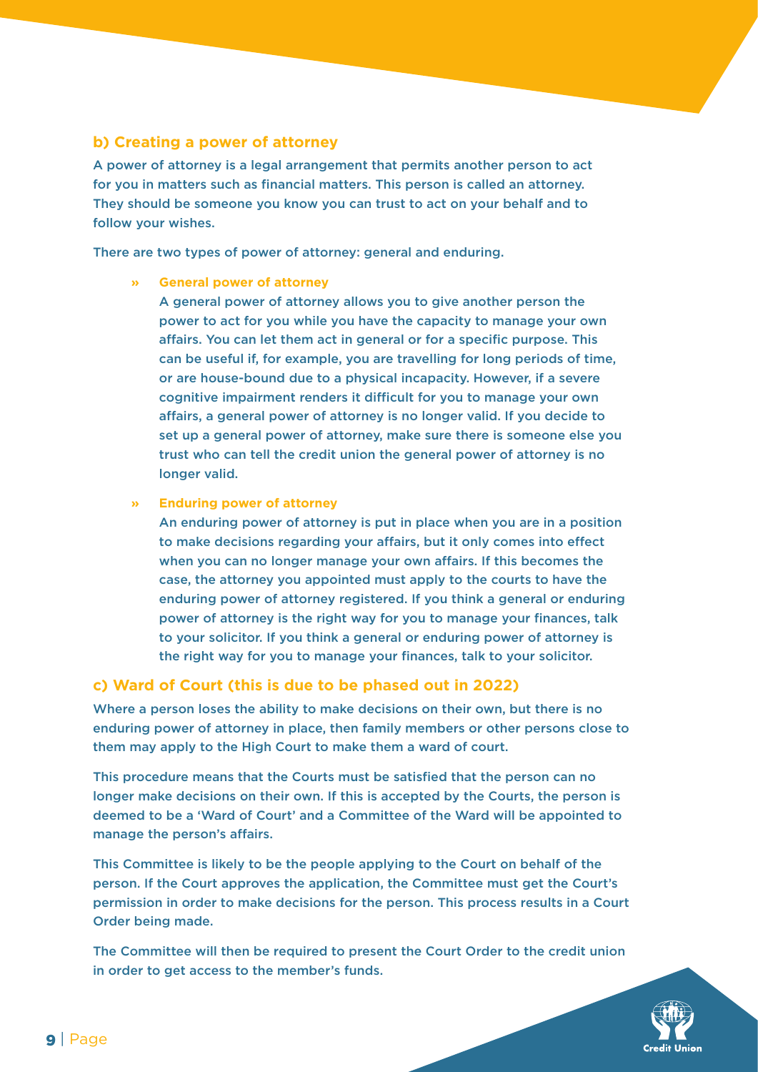### b) Creating a power of attorney

A power of attorney is a legal arrangement that permits another person to act for you in matters such as financial matters. This person is called an attorney. They should be someone you know you can trust to act on your behalf and to follow your wishes.

There are two types of power of attorney: general and enduring.

- **General power of attorney**

  A general power of attorney allows you to give another person the power to act for you while you have the capacity to manage your own affairs. You can let them act in general or for a specific purpose. This can be useful if, for example, you are travelling for long periods of time, or are house-bound due to a physical incapacity. However, if a severe cognitive impairment renders it difficult for you to manage your own affairs, a general power of attorney is no longer valid. If you decide to set up a general power of attorney, make sure there is someone else you trust who can tell the credit union the general power of attorney is no longer valid.

- **Enduring power of attorney**

  An enduring power of attorney is put in place when you are in a position to make decisions regarding your affairs, but it only comes into effect when you can no longer manage your own affairs. If this becomes the case, the attorney you appointed must apply to the courts to have the enduring power of attorney registered. If you think a general or enduring power of attorney is the right way for you to manage your finances, talk to your solicitor. If you think a general or enduring power of attorney is the right way for you to manage your finances, talk to your solicitor.

### c) Ward of Court (this is due to be phased out in 2022)

Where a person loses the ability to make decisions on their own, but there is no enduring power of attorney in place, then family members or other persons close to them may apply to the High Court to make them a ward of court.

This procedure means that the Courts must be satisfied that the person can no longer make decisions on their own. If this is accepted by the Courts, the person is deemed to be a 'Ward of Court' and a Committee of the Ward will be appointed to manage the person's affairs.

This Committee is likely to be the people applying to the Court on behalf of the person. If the Court approves the application, the Committee must get the Court's permission in order to make decisions for the person. This process results in a Court Order being made.

The Committee will then be required to present the Court Order to the credit union in order to get access to the member's funds.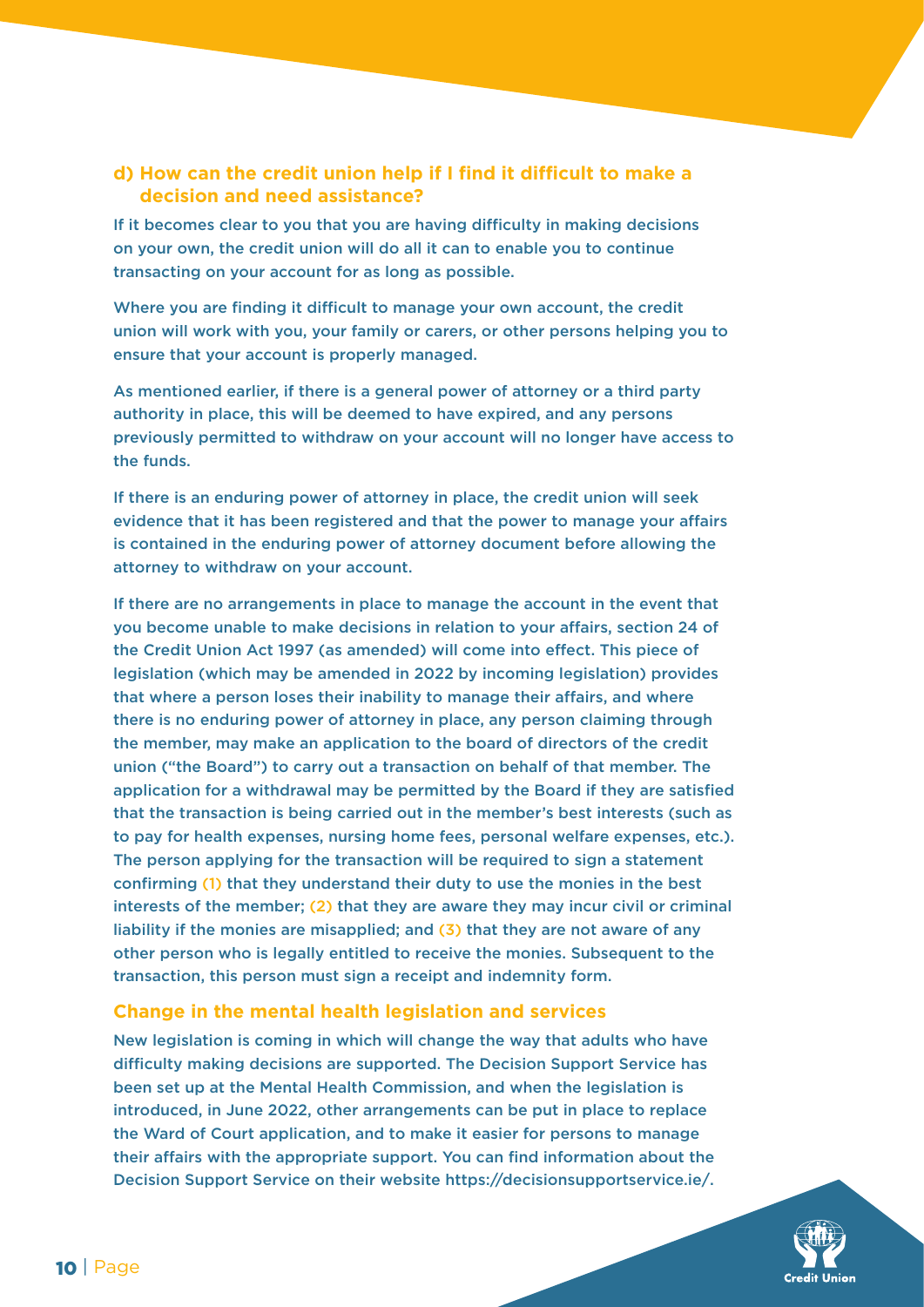### d) How can the credit union help if I find it difficult to make a decision and need assistance?

If it becomes clear to you that you are having difficulty in making decisions on your own, the credit union will do all it can to enable you to continue transacting on your account for as long as possible.

Where you are finding it difficult to manage your own account, the credit union will work with you, your family or carers, or other persons helping you to ensure that your account is properly managed.

As mentioned earlier, if there is a general power of attorney or a third party authority in place, this will be deemed to have expired, and any persons previously permitted to withdraw on your account will no longer have access to the funds.

If there is an enduring power of attorney in place, the credit union will seek evidence that it has been registered and that the power to manage your affairs is contained in the enduring power of attorney document before allowing the attorney to withdraw on your account.

If there are no arrangements in place to manage the account in the event that you become unable to make decisions in relation to your affairs, section 24 of the Credit Union Act 1997 (as amended) will come into effect. This piece of legislation (which may be amended in 2022 by incoming legislation) provides that where a person loses their inability to manage their affairs, and where there is no enduring power of attorney in place, any person claiming through the member, may make an application to the board of directors of the credit union ("the Board") to carry out a transaction on behalf of that member. The application for a withdrawal may be permitted by the Board if they are satisfied that the transaction is being carried out in the member's best interests (such as to pay for health expenses, nursing home fees, personal welfare expenses, etc.). The person applying for the transaction will be required to sign a statement confirming (1) that they understand their duty to use the monies in the best interests of the member; (2) that they are aware they may incur civil or criminal liability if the monies are misapplied; and (3) that they are not aware of any other person who is legally entitled to receive the monies. Subsequent to the transaction, this person must sign a receipt and indemnity form.

### Change in the mental health legislation and services

New legislation is coming in which will change the way that adults who have difficulty making decisions are supported. The Decision Support Service has been set up at the Mental Health Commission, and when the legislation is introduced, in June 2022, other arrangements can be put in place to replace the Ward of Court application, and to make it easier for persons to manage their affairs with the appropriate support. You can find information about the Decision Support Service on their website https://decisionsupportservice.ie/.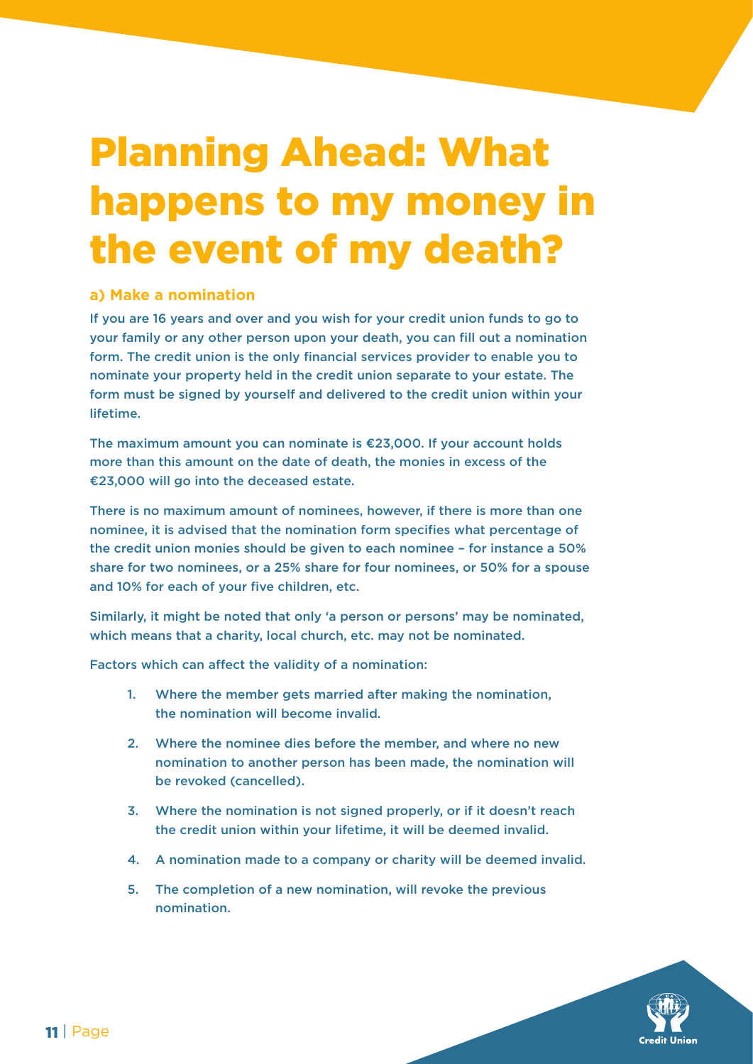# Planning Ahead: What happens to my money in the event of my death?

### a) Make a nomination

If you are 16 years and over and you wish for your credit union funds to go to your family or any other person upon your death, you can fill out a nomination form. The credit union is the only financial services provider to enable you to nominate your property held in the credit union separate to your estate. The form must be signed by yourself and delivered to the credit union within your lifetime.

The maximum amount you can nominate is €23,000. If your account holds more than this amount on the date of death, the monies in excess of the €23,000 will go into the deceased estate.

There is no maximum amount of nominees, however, if there is more than one nominee, it is advised that the nomination form specifies what percentage of the credit union monies should be given to each nominee – for instance a 50% share for two nominees, or a 25% share for four nominees, or 50% for a spouse and 10% for each of your five children, etc.

Similarly, it might be noted that only 'a person or persons' may be nominated, which means that a charity, local church, etc. may not be nominated.

Factors which can affect the validity of a nomination:

1. Where the member gets married after making the nomination, the nomination will become invalid.
2. Where the nominee dies before the member, and where no new nomination to another person has been made, the nomination will be revoked (cancelled).
3. Where the nomination is not signed properly, or if it doesn't reach the credit union within your lifetime, it will be deemed invalid.
4. A nomination made to a company or charity will be deemed invalid.
5. The completion of a new nomination, will revoke the previous nomination.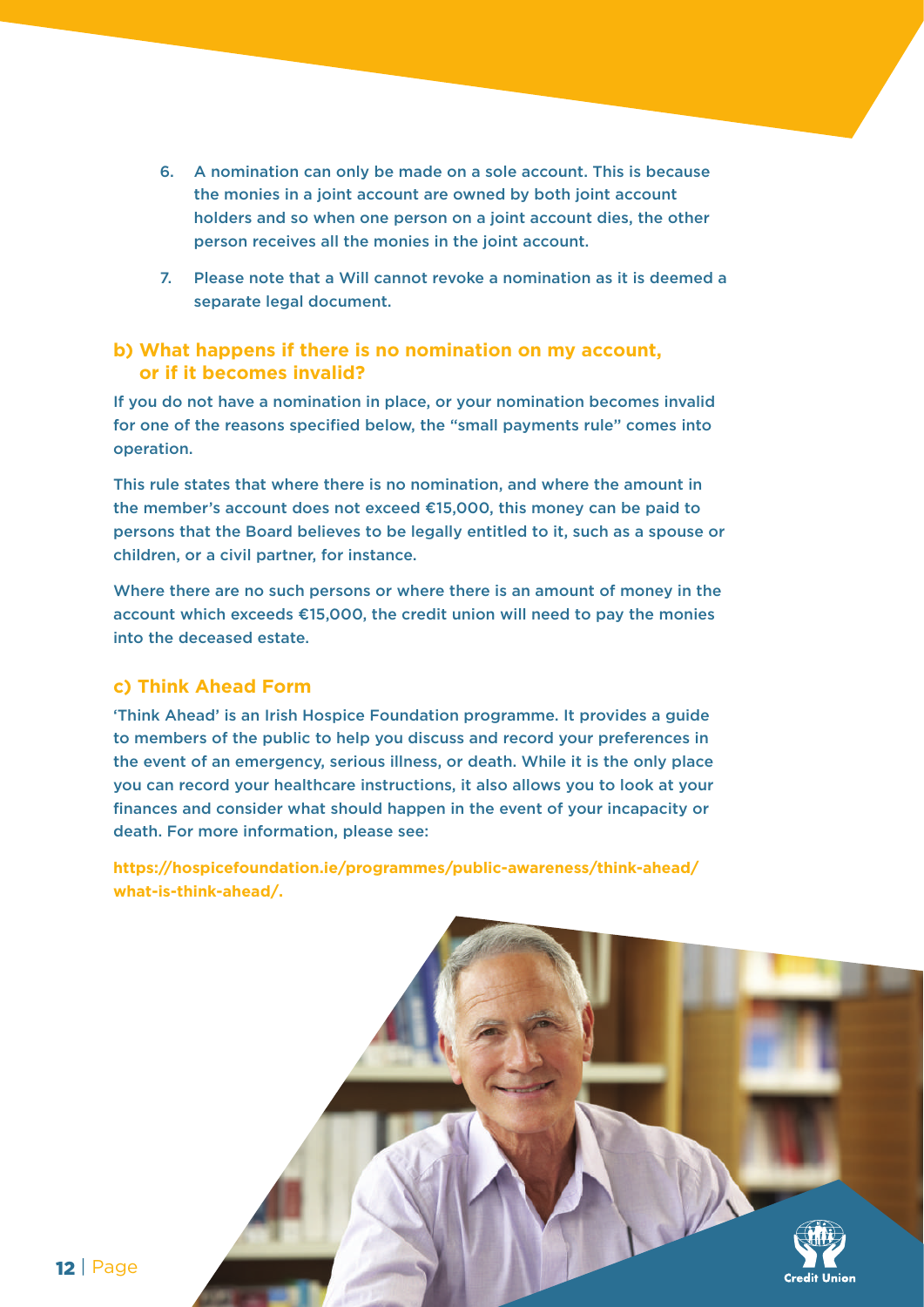6. A nomination can only be made on a sole account. This is because the monies in a joint account are owned by both joint account holders and so when one person on a joint account dies, the other person receives all the monies in the joint account.

7. Please note that a Will cannot revoke a nomination as it is deemed a separate legal document.

### b) What happens if there is no nomination on my account, or if it becomes invalid?

If you do not have a nomination in place, or your nomination becomes invalid for one of the reasons specified below, the "small payments rule" comes into operation.

This rule states that where there is no nomination, and where the amount in the member's account does not exceed €15,000, this money can be paid to persons that the Board believes to be legally entitled to it, such as a spouse or children, or a civil partner, for instance.

Where there are no such persons or where there is an amount of money in the account which exceeds €15,000, the credit union will need to pay the monies into the deceased estate.

### c) Think Ahead Form

'Think Ahead' is an Irish Hospice Foundation programme. It provides a guide to members of the public to help you discuss and record your preferences in the event of an emergency, serious illness, or death. While it is the only place you can record your healthcare instructions, it also allows you to look at your finances and consider what should happen in the event of your incapacity or death. For more information, please see:

**https://hospicefoundation.ie/programmes/public-awareness/think-ahead/what-is-think-ahead/.**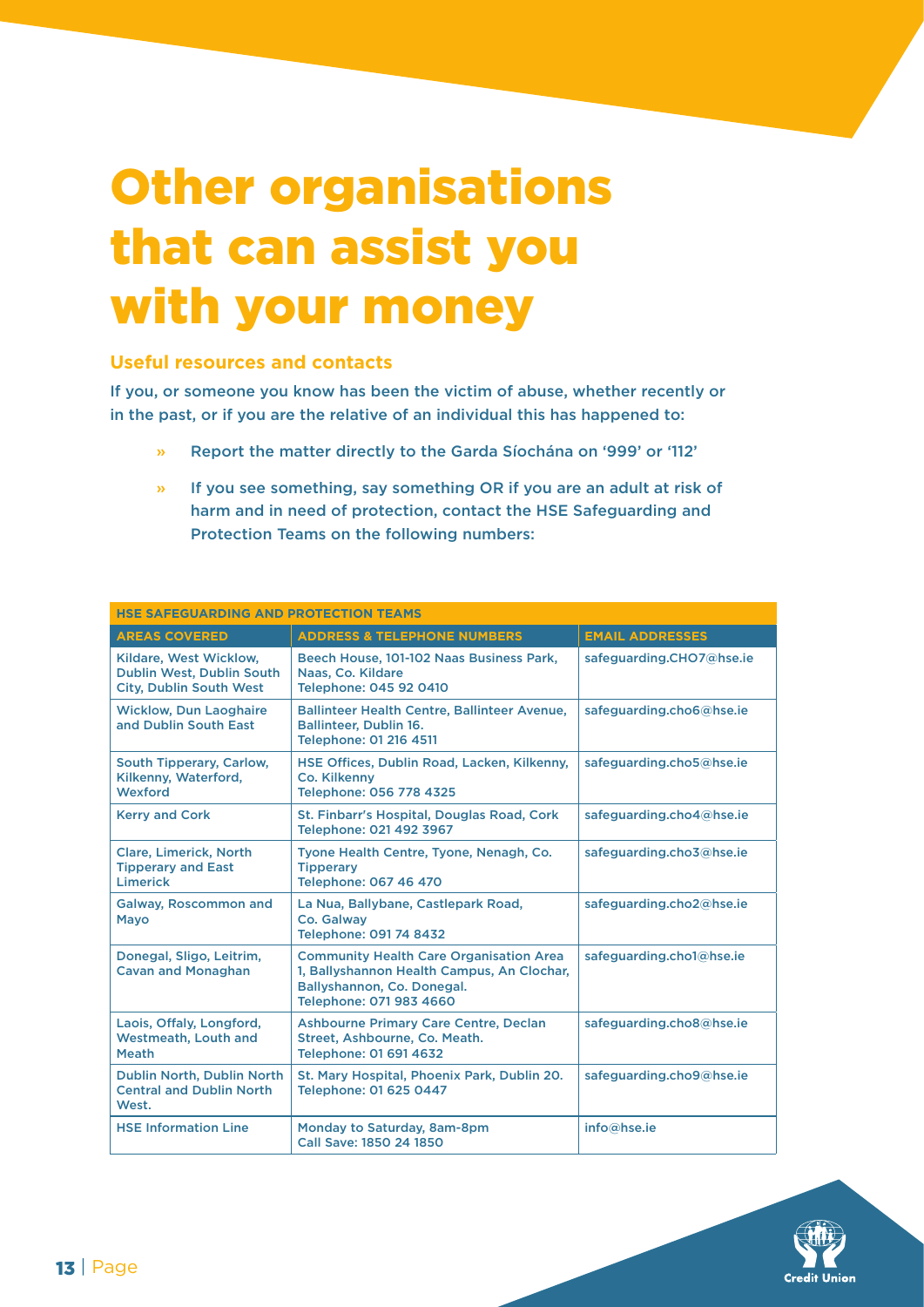# Other organisations that can assist you with your money

## Useful resources and contacts

If you, or someone you know has been the victim of abuse, whether recently or in the past, or if you are the relative of an individual this has happened to:

- Report the matter directly to the Garda Síochána on '999' or '112'
- If you see something, say something OR if you are an adult at risk of harm and in need of protection, contact the HSE Safeguarding and Protection Teams on the following numbers:

| HSE SAFEGUARDING AND PROTECTION TEAMS | | |
|---|---|---|
| **AREAS COVERED** | **ADDRESS & TELEPHONE NUMBERS** | **EMAIL ADDRESSES** |
| Kildare, West Wicklow, Dublin West, Dublin South City, Dublin South West | Beech House, 101-102 Naas Business Park, Naas, Co. Kildare<br>Telephone: 045 92 0410 | safeguarding.CHO7@hse.ie |
| Wicklow, Dun Laoghaire and Dublin South East | Ballinteer Health Centre, Ballinteer Avenue, Ballinteer, Dublin 16.<br>Telephone: 01 216 4511 | safeguarding.cho6@hse.ie |
| South Tipperary, Carlow, Kilkenny, Waterford, Wexford | HSE Offices, Dublin Road, Lacken, Kilkenny, Co. Kilkenny<br>Telephone: 056 778 4325 | safeguarding.cho5@hse.ie |
| Kerry and Cork | St. Finbarr's Hospital, Douglas Road, Cork<br>Telephone: 021 492 3967 | safeguarding.cho4@hse.ie |
| Clare, Limerick, North Tipperary and East Limerick | Tyone Health Centre, Tyone, Nenagh, Co. Tipperary<br>Telephone: 067 46 470 | safeguarding.cho3@hse.ie |
| Galway, Roscommon and Mayo | La Nua, Ballybane, Castlepark Road, Co. Galway<br>Telephone: 091 74 8432 | safeguarding.cho2@hse.ie |
| Donegal, Sligo, Leitrim, Cavan and Monaghan | Community Health Care Organisation Area 1, Ballyshannon Health Campus, An Clochar, Ballyshannon, Co. Donegal.<br>Telephone: 071 983 4660 | safeguarding.cho1@hse.ie |
| Laois, Offaly, Longford, Westmeath, Louth and Meath | Ashbourne Primary Care Centre, Declan Street, Ashbourne, Co. Meath.<br>Telephone: 01 691 4632 | safeguarding.cho8@hse.ie |
| Dublin North, Dublin North Central and Dublin North West. | St. Mary Hospital, Phoenix Park, Dublin 20.<br>Telephone: 01 625 0447 | safeguarding.cho9@hse.ie |
| HSE Information Line | Monday to Saturday, 8am-8pm<br>Call Save: 1850 24 1850 | info@hse.ie |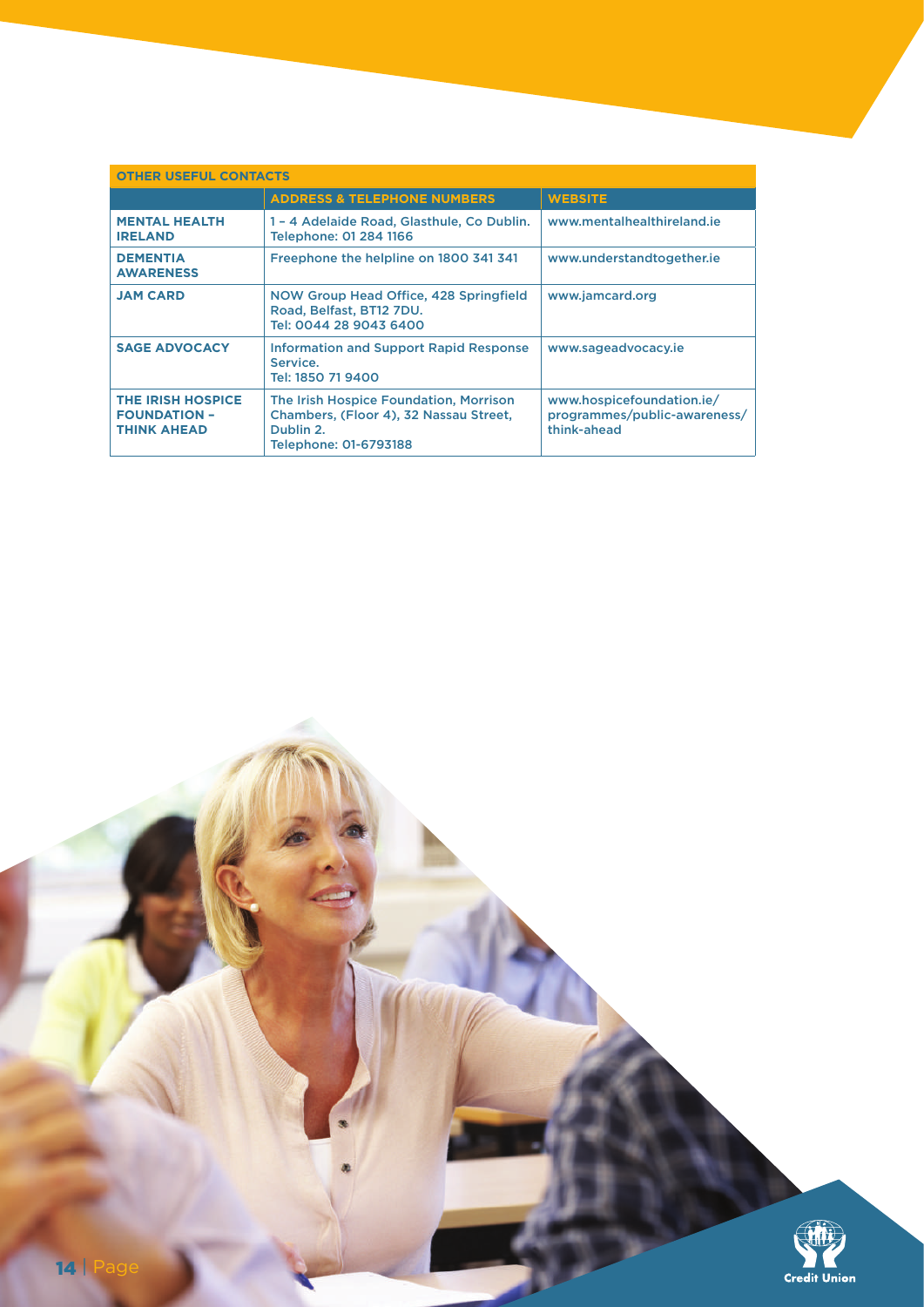| OTHER USEFUL CONTACTS | | |
|---|---|---|
| | **ADDRESS & TELEPHONE NUMBERS** | **WEBSITE** |
| **MENTAL HEALTH IRELAND** | 1 – 4 Adelaide Road, Glasthule, Co Dublin. Telephone: 01 284 1166 | www.mentalhealthireland.ie |
| **DEMENTIA AWARENESS** | Freephone the helpline on 1800 341 341 | www.understandtogether.ie |
| **JAM CARD** | NOW Group Head Office, 428 Springfield Road, Belfast, BT12 7DU. Tel: 0044 28 9043 6400 | www.jamcard.org |
| **SAGE ADVOCACY** | Information and Support Rapid Response Service. Tel: 1850 71 9400 | www.sageadvocacy.ie |
| **THE IRISH HOSPICE FOUNDATION – THINK AHEAD** | The Irish Hospice Foundation, Morrison Chambers, (Floor 4), 32 Nassau Street, Dublin 2. Telephone: 01-6793188 | www.hospicefoundation.ie/programmes/public-awareness/think-ahead |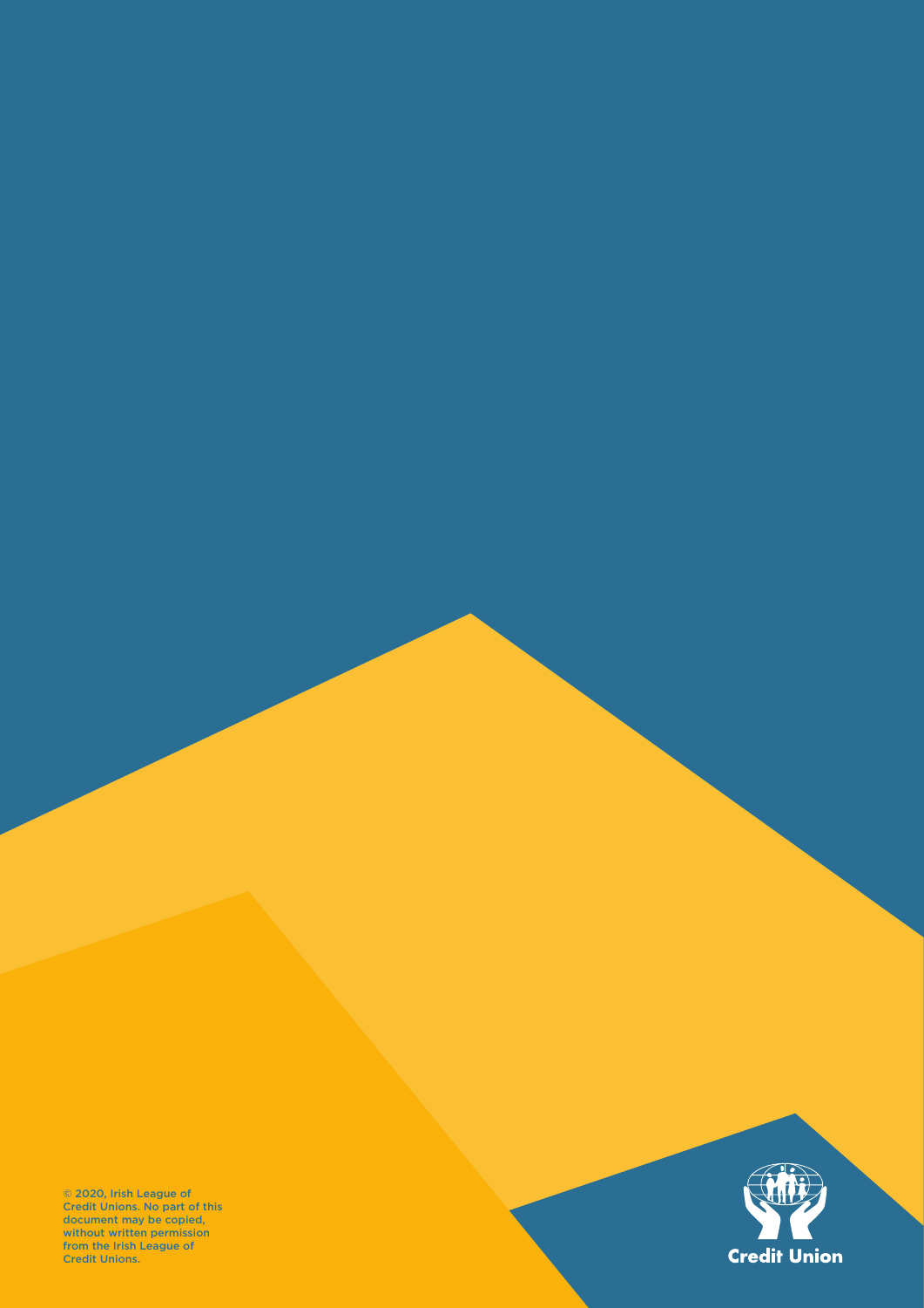© 2020, Irish League of Credit Unions. No part of this document may be copied, without written permission from the Irish League of Credit Unions.

Credit Union